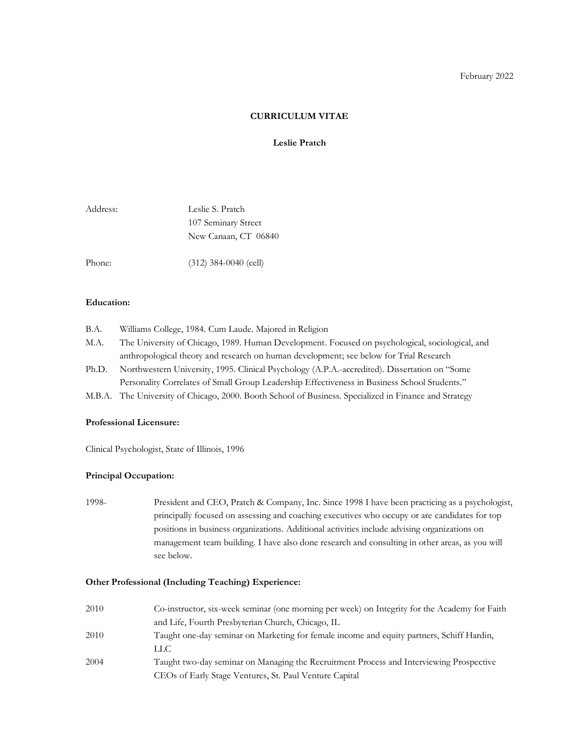February 2022

# CURRICULUM VITAE

## Leslie Pratch

| | |
|---|---|
| Address: | Leslie S. Pratch<br>107 Seminary Street<br>New Canaan, CT 06840 |
| Phone: | (312) 384-0040 (cell) |

**Education:**

| | |
|---|---|
| B.A. | Williams College, 1984. Cum Laude. Majored in Religion |
| M.A. | The University of Chicago, 1989. Human Development. Focused on psychological, sociological, and anthropological theory and research on human development; see below for Trial Research |
| Ph.D. | Northwestern University, 1995. Clinical Psychology (A.P.A.-accredited). Dissertation on "Some Personality Correlates of Small Group Leadership Effectiveness in Business School Students." |
| M.B.A. | The University of Chicago, 2000. Booth School of Business. Specialized in Finance and Strategy |

**Professional Licensure:**

Clinical Psychologist, State of Illinois, 1996

**Principal Occupation:**

| | |
|---|---|
| 1998- | President and CEO, Pratch & Company, Inc. Since 1998 I have been practicing as a psychologist, principally focused on assessing and coaching executives who occupy or are candidates for top positions in business organizations. Additional activities include advising organizations on management team building. I have also done research and consulting in other areas, as you will see below. |

**Other Professional (Including Teaching) Experience:**

| | |
|---|---|
| 2010 | Co-instructor, six-week seminar (one morning per week) on Integrity for the Academy for Faith and Life, Fourth Presbyterian Church, Chicago, IL |
| 2010 | Taught one-day seminar on Marketing for female income and equity partners, Schiff Hardin, LLC |
| 2004 | Taught two-day seminar on Managing the Recruitment Process and Interviewing Prospective CEOs of Early Stage Ventures, St. Paul Venture Capital |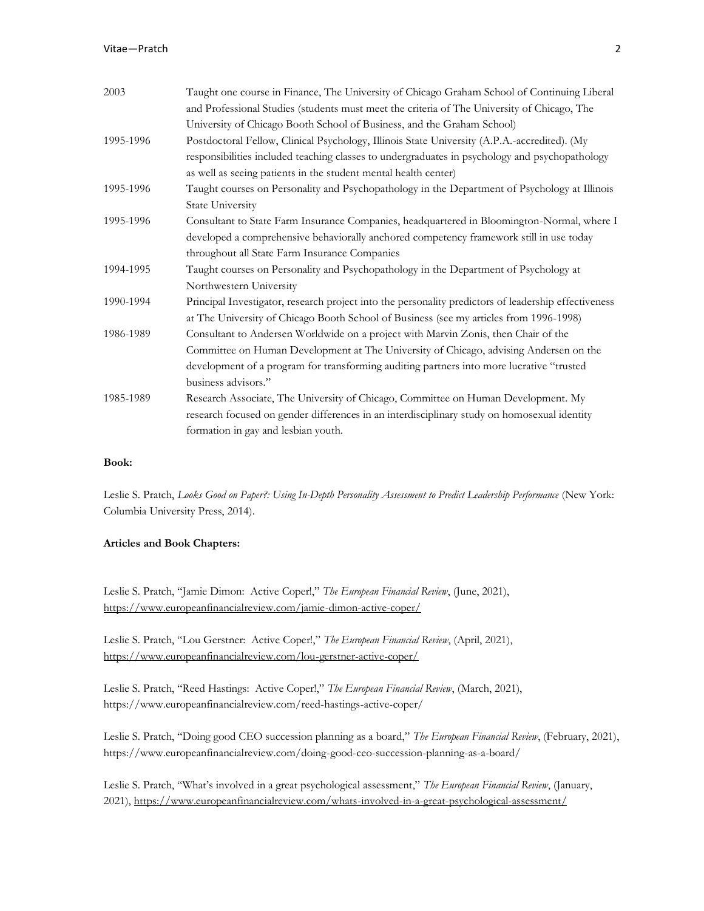| | |
|---|---|
| 2003 | Taught one course in Finance, The University of Chicago Graham School of Continuing Liberal and Professional Studies (students must meet the criteria of The University of Chicago, The University of Chicago Booth School of Business, and the Graham School) |
| 1995-1996 | Postdoctoral Fellow, Clinical Psychology, Illinois State University (A.P.A.-accredited). (My responsibilities included teaching classes to undergraduates in psychology and psychopathology as well as seeing patients in the student mental health center) |
| 1995-1996 | Taught courses on Personality and Psychopathology in the Department of Psychology at Illinois State University |
| 1995-1996 | Consultant to State Farm Insurance Companies, headquartered in Bloomington-Normal, where I developed a comprehensive behaviorally anchored competency framework still in use today throughout all State Farm Insurance Companies |
| 1994-1995 | Taught courses on Personality and Psychopathology in the Department of Psychology at Northwestern University |
| 1990-1994 | Principal Investigator, research project into the personality predictors of leadership effectiveness at The University of Chicago Booth School of Business (see my articles from 1996-1998) |
| 1986-1989 | Consultant to Andersen Worldwide on a project with Marvin Zonis, then Chair of the Committee on Human Development at The University of Chicago, advising Andersen on the development of a program for transforming auditing partners into more lucrative "trusted business advisors." |
| 1985-1989 | Research Associate, The University of Chicago, Committee on Human Development. My research focused on gender differences in an interdisciplinary study on homosexual identity formation in gay and lesbian youth. |

**Book:**

Leslie S. Pratch, *Looks Good on Paper?: Using In-Depth Personality Assessment to Predict Leadership Performance* (New York: Columbia University Press, 2014).

**Articles and Book Chapters:**

Leslie S. Pratch, "Jamie Dimon: Active Coper!," *The European Financial Review*, (June, 2021), https://www.europeanfinancialreview.com/jamie-dimon-active-coper/

Leslie S. Pratch, "Lou Gerstner: Active Coper!," *The European Financial Review*, (April, 2021), https://www.europeanfinancialreview.com/lou-gerstner-active-coper/

Leslie S. Pratch, "Reed Hastings: Active Coper!," *The European Financial Review*, (March, 2021), https://www.europeanfinancialreview.com/reed-hastings-active-coper/

Leslie S. Pratch, "Doing good CEO succession planning as a board," *The European Financial Review*, (February, 2021), https://www.europeanfinancialreview.com/doing-good-ceo-succession-planning-as-a-board/

Leslie S. Pratch, "What's involved in a great psychological assessment," *The European Financial Review*, (January, 2021), https://www.europeanfinancialreview.com/whats-involved-in-a-great-psychological-assessment/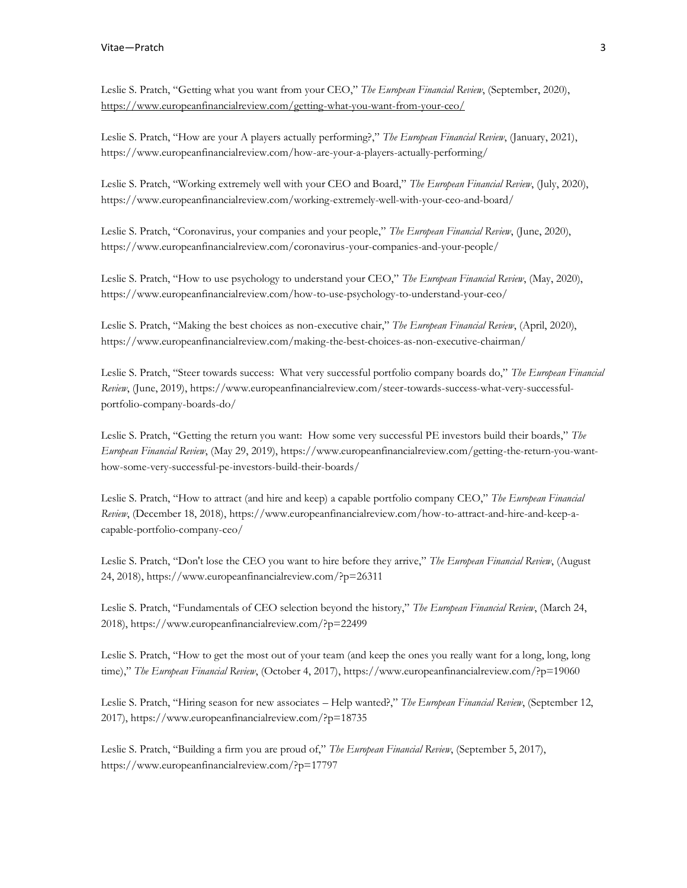Leslie S. Pratch, "Getting what you want from your CEO," *The European Financial Review*, (September, 2020), https://www.europeanfinancialreview.com/getting-what-you-want-from-your-ceo/

Leslie S. Pratch, "How are your A players actually performing?," *The European Financial Review*, (January, 2021), https://www.europeanfinancialreview.com/how-are-your-a-players-actually-performing/

Leslie S. Pratch, "Working extremely well with your CEO and Board," *The European Financial Review*, (July, 2020), https://www.europeanfinancialreview.com/working-extremely-well-with-your-ceo-and-board/

Leslie S. Pratch, "Coronavirus, your companies and your people," *The European Financial Review*, (June, 2020), https://www.europeanfinancialreview.com/coronavirus-your-companies-and-your-people/

Leslie S. Pratch, "How to use psychology to understand your CEO," *The European Financial Review*, (May, 2020), https://www.europeanfinancialreview.com/how-to-use-psychology-to-understand-your-ceo/

Leslie S. Pratch, "Making the best choices as non-executive chair," *The European Financial Review*, (April, 2020), https://www.europeanfinancialreview.com/making-the-best-choices-as-non-executive-chairman/

Leslie S. Pratch, "Steer towards success: What very successful portfolio company boards do," *The European Financial Review*, (June, 2019), https://www.europeanfinancialreview.com/steer-towards-success-what-very-successful-portfolio-company-boards-do/

Leslie S. Pratch, "Getting the return you want: How some very successful PE investors build their boards," *The European Financial Review*, (May 29, 2019), https://www.europeanfinancialreview.com/getting-the-return-you-want-how-some-very-successful-pe-investors-build-their-boards/

Leslie S. Pratch, "How to attract (and hire and keep) a capable portfolio company CEO," *The European Financial Review*, (December 18, 2018), https://www.europeanfinancialreview.com/how-to-attract-and-hire-and-keep-a-capable-portfolio-company-ceo/

Leslie S. Pratch, "Don't lose the CEO you want to hire before they arrive," *The European Financial Review*, (August 24, 2018), https://www.europeanfinancialreview.com/?p=26311

Leslie S. Pratch, "Fundamentals of CEO selection beyond the history," *The European Financial Review*, (March 24, 2018), https://www.europeanfinancialreview.com/?p=22499

Leslie S. Pratch, "How to get the most out of your team (and keep the ones you really want for a long, long, long time)," *The European Financial Review*, (October 4, 2017), https://www.europeanfinancialreview.com/?p=19060

Leslie S. Pratch, "Hiring season for new associates – Help wanted?," *The European Financial Review*, (September 12, 2017), https://www.europeanfinancialreview.com/?p=18735

Leslie S. Pratch, "Building a firm you are proud of," *The European Financial Review*, (September 5, 2017), https://www.europeanfinancialreview.com/?p=17797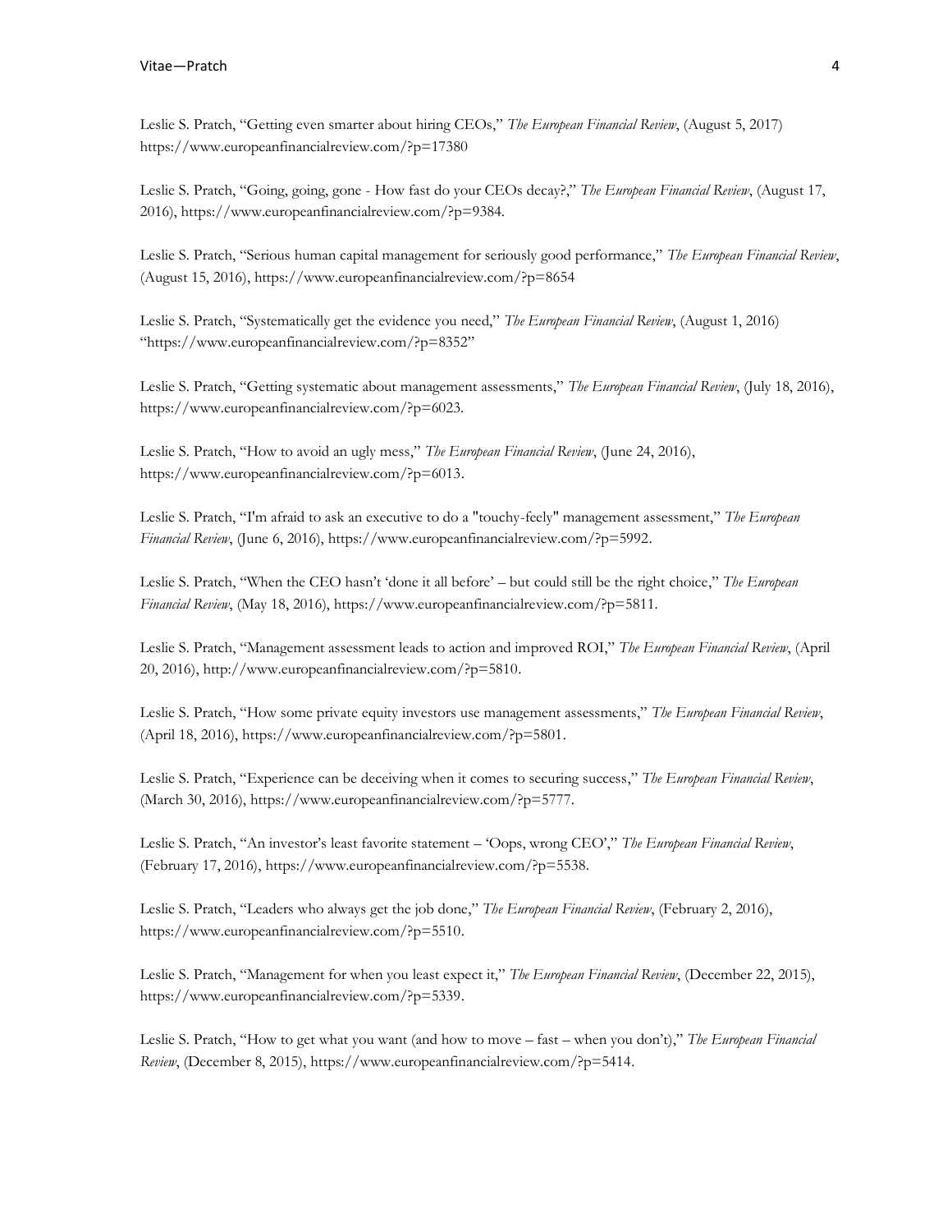Leslie S. Pratch, "Getting even smarter about hiring CEOs," *The European Financial Review*, (August 5, 2017) https://www.europeanfinancialreview.com/?p=17380

Leslie S. Pratch, "Going, going, gone - How fast do your CEOs decay?," *The European Financial Review*, (August 17, 2016), https://www.europeanfinancialreview.com/?p=9384.

Leslie S. Pratch, "Serious human capital management for seriously good performance," *The European Financial Review*, (August 15, 2016), https://www.europeanfinancialreview.com/?p=8654

Leslie S. Pratch, "Systematically get the evidence you need," *The European Financial Review*, (August 1, 2016) "https://www.europeanfinancialreview.com/?p=8352"

Leslie S. Pratch, "Getting systematic about management assessments," *The European Financial Review*, (July 18, 2016), https://www.europeanfinancialreview.com/?p=6023.

Leslie S. Pratch, "How to avoid an ugly mess," *The European Financial Review*, (June 24, 2016), https://www.europeanfinancialreview.com/?p=6013.

Leslie S. Pratch, "I'm afraid to ask an executive to do a "touchy-feely" management assessment," *The European Financial Review*, (June 6, 2016), https://www.europeanfinancialreview.com/?p=5992.

Leslie S. Pratch, "When the CEO hasn't 'done it all before' – but could still be the right choice," *The European Financial Review*, (May 18, 2016), https://www.europeanfinancialreview.com/?p=5811.

Leslie S. Pratch, "Management assessment leads to action and improved ROI," *The European Financial Review*, (April 20, 2016), http://www.europeanfinancialreview.com/?p=5810.

Leslie S. Pratch, "How some private equity investors use management assessments," *The European Financial Review*, (April 18, 2016), https://www.europeanfinancialreview.com/?p=5801.

Leslie S. Pratch, "Experience can be deceiving when it comes to securing success," *The European Financial Review*, (March 30, 2016), https://www.europeanfinancialreview.com/?p=5777.

Leslie S. Pratch, "An investor's least favorite statement – 'Oops, wrong CEO'," *The European Financial Review*, (February 17, 2016), https://www.europeanfinancialreview.com/?p=5538.

Leslie S. Pratch, "Leaders who always get the job done," *The European Financial Review*, (February 2, 2016), https://www.europeanfinancialreview.com/?p=5510.

Leslie S. Pratch, "Management for when you least expect it," *The European Financial Review*, (December 22, 2015), https://www.europeanfinancialreview.com/?p=5339.

Leslie S. Pratch, "How to get what you want (and how to move – fast – when you don't)," *The European Financial Review*, (December 8, 2015), https://www.europeanfinancialreview.com/?p=5414.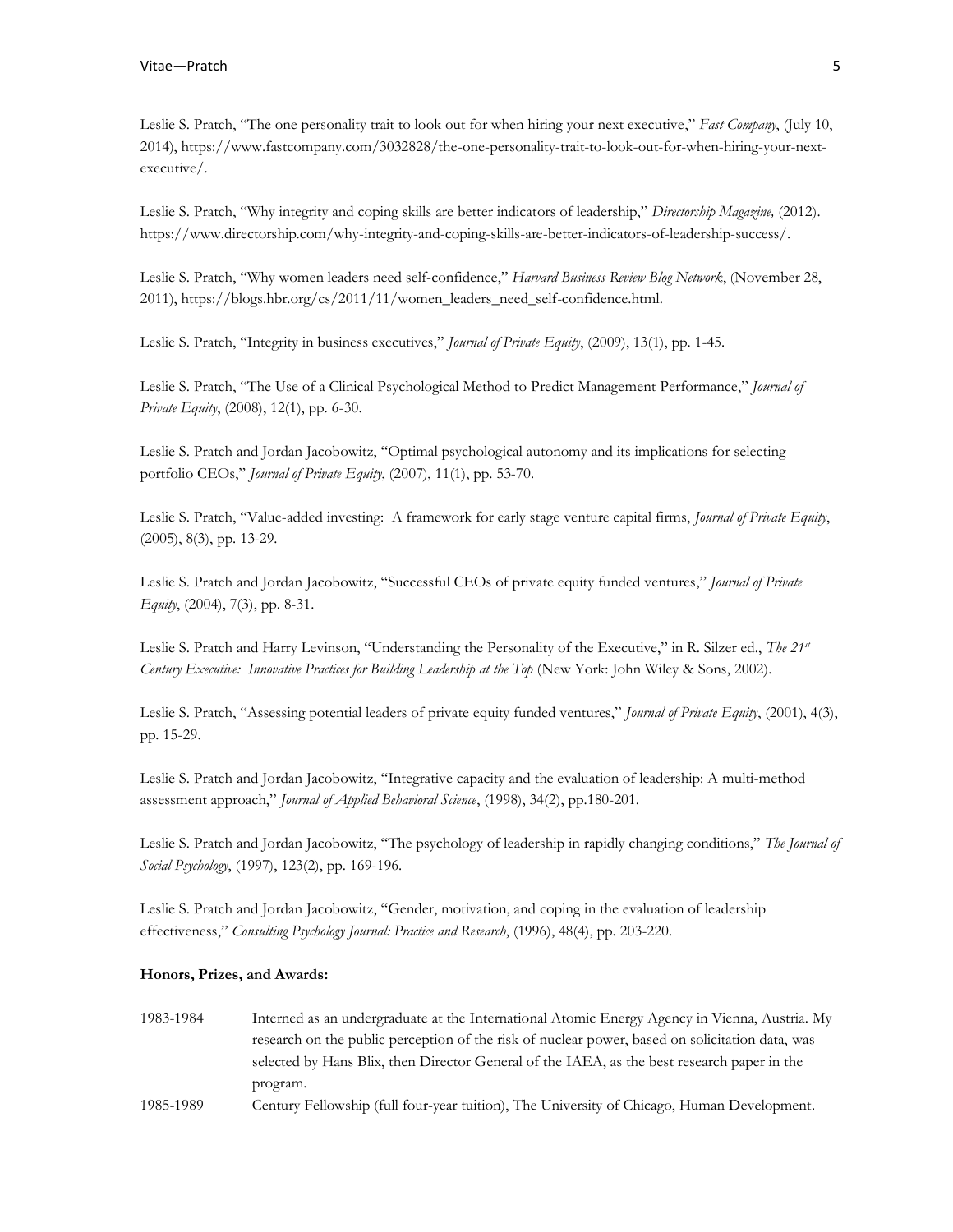Leslie S. Pratch, "The one personality trait to look out for when hiring your next executive," *Fast Company*, (July 10, 2014), https://www.fastcompany.com/3032828/the-one-personality-trait-to-look-out-for-when-hiring-your-next-executive/.

Leslie S. Pratch, "Why integrity and coping skills are better indicators of leadership," *Directorship Magazine,* (2012). https://www.directorship.com/why-integrity-and-coping-skills-are-better-indicators-of-leadership-success/.

Leslie S. Pratch, "Why women leaders need self-confidence," *Harvard Business Review Blog Network*, (November 28, 2011), https://blogs.hbr.org/cs/2011/11/women_leaders_need_self-confidence.html.

Leslie S. Pratch, "Integrity in business executives," *Journal of Private Equity*, (2009), 13(1), pp. 1-45.

Leslie S. Pratch, "The Use of a Clinical Psychological Method to Predict Management Performance," *Journal of Private Equity*, (2008), 12(1), pp. 6-30.

Leslie S. Pratch and Jordan Jacobowitz, "Optimal psychological autonomy and its implications for selecting portfolio CEOs," *Journal of Private Equity*, (2007), 11(1), pp. 53-70.

Leslie S. Pratch, "Value-added investing: A framework for early stage venture capital firms, *Journal of Private Equity*, (2005), 8(3), pp. 13-29.

Leslie S. Pratch and Jordan Jacobowitz, "Successful CEOs of private equity funded ventures," *Journal of Private Equity*, (2004), 7(3), pp. 8-31.

Leslie S. Pratch and Harry Levinson, "Understanding the Personality of the Executive," in R. Silzer ed., *The 21st Century Executive: Innovative Practices for Building Leadership at the Top* (New York: John Wiley & Sons, 2002).

Leslie S. Pratch, "Assessing potential leaders of private equity funded ventures," *Journal of Private Equity*, (2001), 4(3), pp. 15-29.

Leslie S. Pratch and Jordan Jacobowitz, "Integrative capacity and the evaluation of leadership: A multi-method assessment approach," *Journal of Applied Behavioral Science*, (1998), 34(2), pp.180-201.

Leslie S. Pratch and Jordan Jacobowitz, "The psychology of leadership in rapidly changing conditions," *The Journal of Social Psychology*, (1997), 123(2), pp. 169-196.

Leslie S. Pratch and Jordan Jacobowitz, "Gender, motivation, and coping in the evaluation of leadership effectiveness," *Consulting Psychology Journal: Practice and Research*, (1996), 48(4), pp. 203-220.

**Honors, Prizes, and Awards:**

1983-1984 Interned as an undergraduate at the International Atomic Energy Agency in Vienna, Austria. My research on the public perception of the risk of nuclear power, based on solicitation data, was selected by Hans Blix, then Director General of the IAEA, as the best research paper in the program.

1985-1989 Century Fellowship (full four-year tuition), The University of Chicago, Human Development.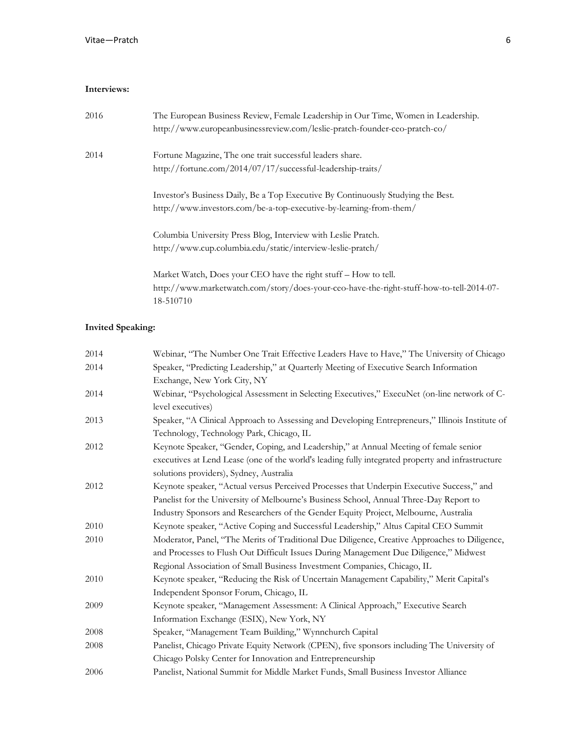**Interviews:**

| | |
|---|---|
| 2016 | The European Business Review, Female Leadership in Our Time, Women in Leadership. http://www.europeanbusinessreview.com/leslie-pratch-founder-ceo-pratch-co/ |
| 2014 | Fortune Magazine, The one trait successful leaders share. http://fortune.com/2014/07/17/successful-leadership-traits/ |
| | Investor's Business Daily, Be a Top Executive By Continuously Studying the Best. http://www.investors.com/be-a-top-executive-by-learning-from-them/ |
| | Columbia University Press Blog, Interview with Leslie Pratch. http://www.cup.columbia.edu/static/interview-leslie-pratch/ |
| | Market Watch, Does your CEO have the right stuff – How to tell. http://www.marketwatch.com/story/does-your-ceo-have-the-right-stuff-how-to-tell-2014-07-18-510710 |

**Invited Speaking:**

| | |
|---|---|
| 2014 | Webinar, "The Number One Trait Effective Leaders Have to Have," The University of Chicago |
| 2014 | Speaker, "Predicting Leadership," at Quarterly Meeting of Executive Search Information Exchange, New York City, NY |
| 2014 | Webinar, "Psychological Assessment in Selecting Executives," ExecuNet (on-line network of C-level executives) |
| 2013 | Speaker, "A Clinical Approach to Assessing and Developing Entrepreneurs," Illinois Institute of Technology, Technology Park, Chicago, IL |
| 2012 | Keynote Speaker, "Gender, Coping, and Leadership," at Annual Meeting of female senior executives at Lend Lease (one of the world's leading fully integrated property and infrastructure solutions providers), Sydney, Australia |
| 2012 | Keynote speaker, "Actual versus Perceived Processes that Underpin Executive Success," and Panelist for the University of Melbourne's Business School, Annual Three-Day Report to Industry Sponsors and Researchers of the Gender Equity Project, Melbourne, Australia |
| 2010 | Keynote speaker, "Active Coping and Successful Leadership," Altus Capital CEO Summit |
| 2010 | Moderator, Panel, "The Merits of Traditional Due Diligence, Creative Approaches to Diligence, and Processes to Flush Out Difficult Issues During Management Due Diligence," Midwest Regional Association of Small Business Investment Companies, Chicago, IL |
| 2010 | Keynote speaker, "Reducing the Risk of Uncertain Management Capability," Merit Capital's Independent Sponsor Forum, Chicago, IL |
| 2009 | Keynote speaker, "Management Assessment: A Clinical Approach," Executive Search Information Exchange (ESIX), New York, NY |
| 2008 | Speaker, "Management Team Building," Wynnchurch Capital |
| 2008 | Panelist, Chicago Private Equity Network (CPEN), five sponsors including The University of Chicago Polsky Center for Innovation and Entrepreneurship |
| 2006 | Panelist, National Summit for Middle Market Funds, Small Business Investor Alliance |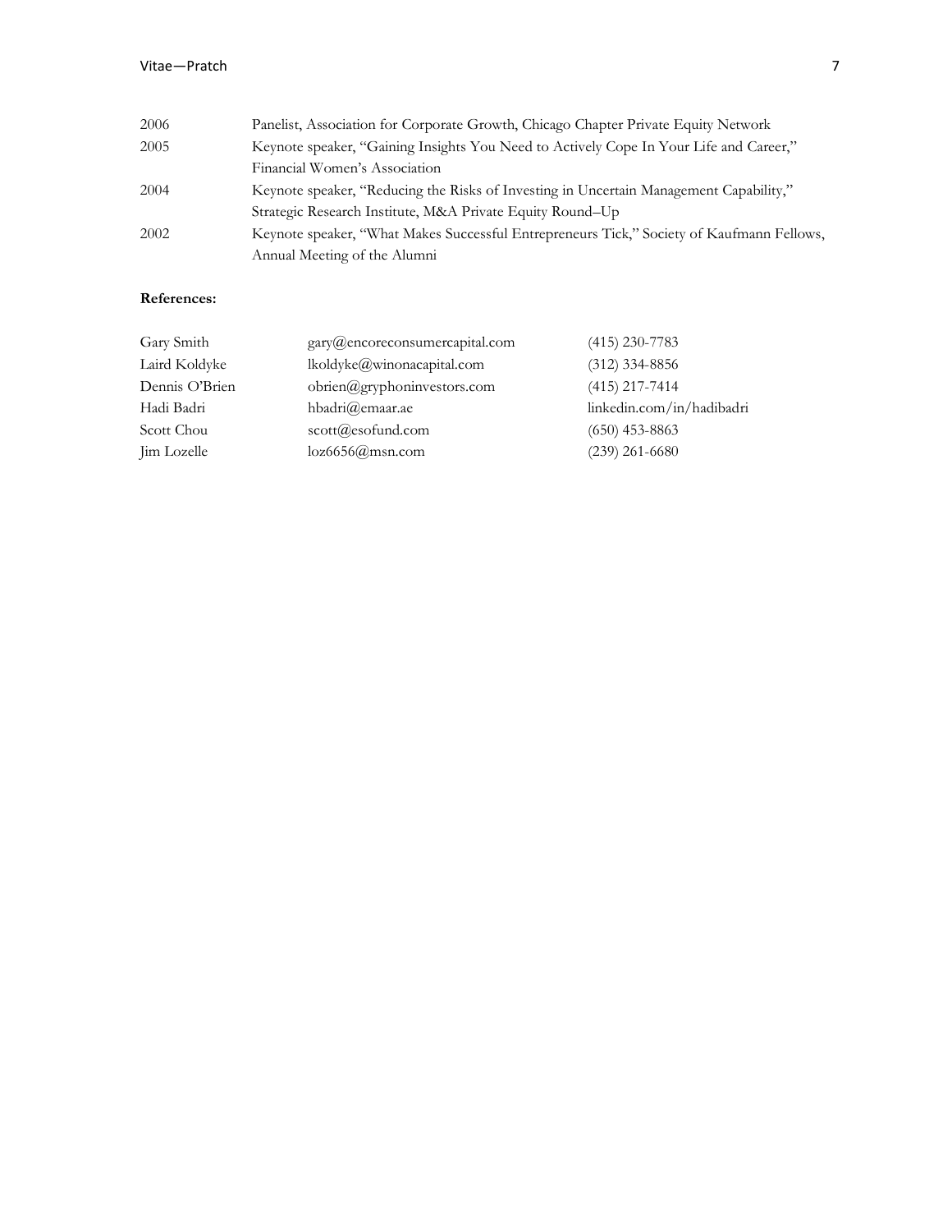| | |
|---|---|
| 2006 | Panelist, Association for Corporate Growth, Chicago Chapter Private Equity Network |
| 2005 | Keynote speaker, "Gaining Insights You Need to Actively Cope In Your Life and Career," Financial Women's Association |
| 2004 | Keynote speaker, "Reducing the Risks of Investing in Uncertain Management Capability," Strategic Research Institute, M&A Private Equity Round–Up |
| 2002 | Keynote speaker, "What Makes Successful Entrepreneurs Tick," Society of Kaufmann Fellows, Annual Meeting of the Alumni |

**References:**

| | | |
|---|---|---|
| Gary Smith | gary@encoreconsumercapital.com | (415) 230-7783 |
| Laird Koldyke | lkoldyke@winonacapital.com | (312) 334-8856 |
| Dennis O'Brien | obrien@gryphoninvestors.com | (415) 217-7414 |
| Hadi Badri | hbadri@emaar.ae | linkedin.com/in/hadibadri |
| Scott Chou | scott@esofund.com | (650) 453-8863 |
| Jim Lozelle | loz6656@msn.com | (239) 261-6680 |